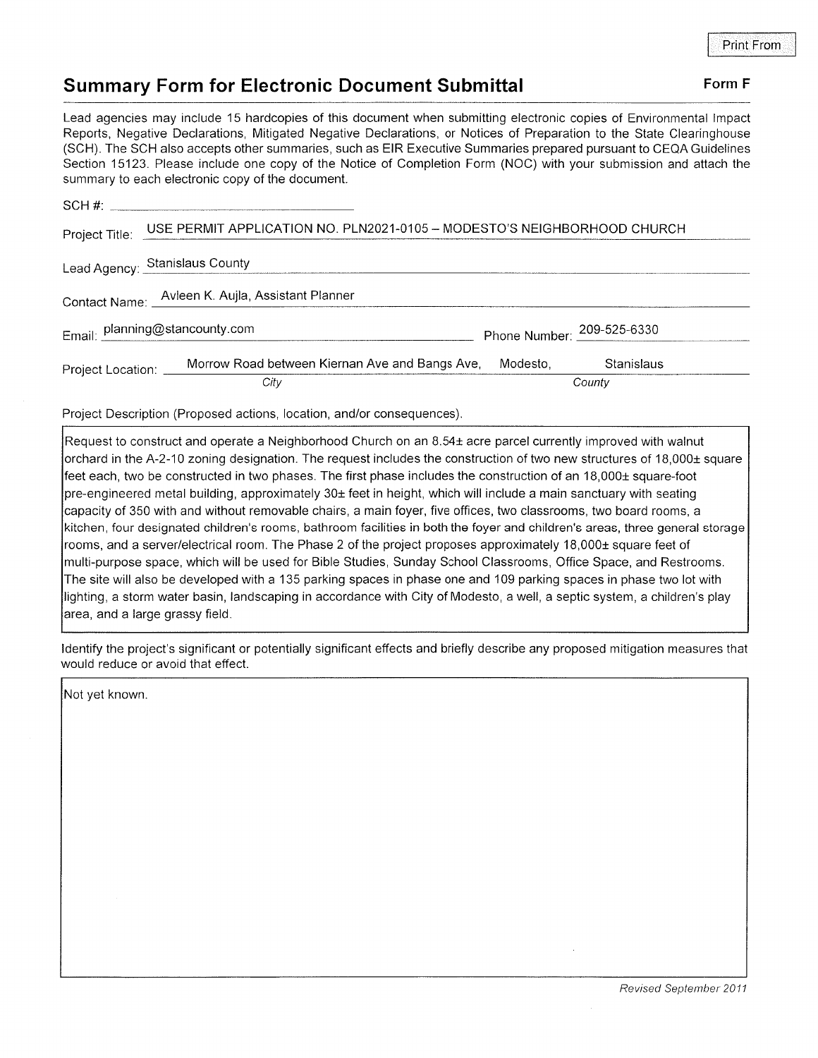Print From

## Summary Form for Electronic Document Submittal

**Form F**

Lead agencies may include 15 hardcopies of this document when submitting electronic copies of Environmental Impact Reports, Negative Declarations, Mitigated Negative Declarations, or Notices of Preparation to the State Clearinghouse (SCH). The SCH also accepts other summaries, such as EIR Executive Summaries prepared pursuant to CEQA Guidelines Section 15123. Please include one copy of the Notice of Completion Form (NOC) with your submission and attach the summary to each electronic copy of the document.

SCH #: ___________________________

Project Title: USE PERMIT APPLICATION NO. PLN2021-0105 – MODESTO'S NEIGHBORHOOD CHURCH

Lead Agency: Stanislaus County

Contact Name: Avleen K. Aujla, Assistant Planner

Email: planning@stancounty.com Phone Number: 209-525-6330

Project Location: Morrow Road between Kiernan Ave and Bangs Ave, Modesto, Stanislaus
*City* *County*

Project Description (Proposed actions, location, and/or consequences).

Request to construct and operate a Neighborhood Church on an 8.54± acre parcel currently improved with walnut orchard in the A-2-10 zoning designation. The request includes the construction of two new structures of 18,000± square feet each, two be constructed in two phases. The first phase includes the construction of an 18,000± square-foot pre-engineered metal building, approximately 30± feet in height, which will include a main sanctuary with seating capacity of 350 with and without removable chairs, a main foyer, five offices, two classrooms, two board rooms, a kitchen, four designated children's rooms, bathroom facilities in both the foyer and children's areas, three general storage rooms, and a server/electrical room. The Phase 2 of the project proposes approximately 18,000± square feet of multi-purpose space, which will be used for Bible Studies, Sunday School Classrooms, Office Space, and Restrooms. The site will also be developed with a 135 parking spaces in phase one and 109 parking spaces in phase two lot with lighting, a storm water basin, landscaping in accordance with City of Modesto, a well, a septic system, a children's play area, and a large grassy field.

Identify the project's significant or potentially significant effects and briefly describe any proposed mitigation measures that would reduce or avoid that effect.

Not yet known.

*Revised September 2011*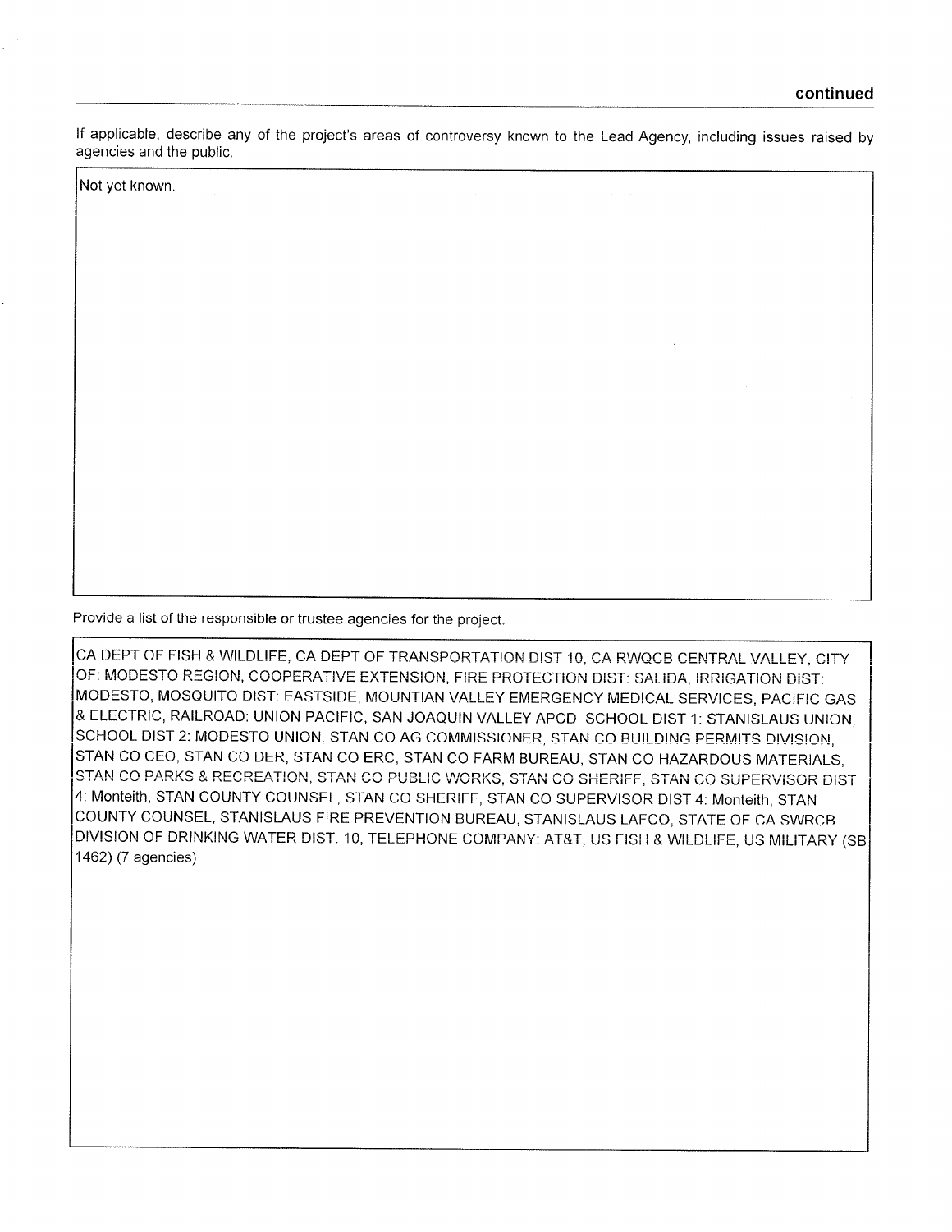If applicable, describe any of the project's areas of controversy known to the Lead Agency, including issues raised by agencies and the public.

Not yet known.

Provide a list of the responsible or trustee agencies for the project.

CA DEPT OF FISH & WILDLIFE, CA DEPT OF TRANSPORTATION DIST 10, CA RWQCB CENTRAL VALLEY, CITY OF: MODESTO REGION, COOPERATIVE EXTENSION, FIRE PROTECTION DIST: SALIDA, IRRIGATION DIST: MODESTO, MOSQUITO DIST: EASTSIDE, MOUNTIAN VALLEY EMERGENCY MEDICAL SERVICES, PACIFIC GAS & ELECTRIC, RAILROAD: UNION PACIFIC, SAN JOAQUIN VALLEY APCD, SCHOOL DIST 1: STANISLAUS UNION, SCHOOL DIST 2: MODESTO UNION, STAN CO AG COMMISSIONER, STAN CO BUILDING PERMITS DIVISION, STAN CO CEO, STAN CO DER, STAN CO ERC, STAN CO FARM BUREAU, STAN CO HAZARDOUS MATERIALS, STAN CO PARKS & RECREATION, STAN CO PUBLIC WORKS, STAN CO SHERIFF, STAN CO SUPERVISOR DIST 4: Monteith, STAN COUNTY COUNSEL, STAN CO SHERIFF, STAN CO SUPERVISOR DIST 4: Monteith, STAN COUNTY COUNSEL, STANISLAUS FIRE PREVENTION BUREAU, STANISLAUS LAFCO, STATE OF CA SWRCB DIVISION OF DRINKING WATER DIST. 10, TELEPHONE COMPANY: AT&T, US FISH & WILDLIFE, US MILITARY (SB 1462) (7 agencies)